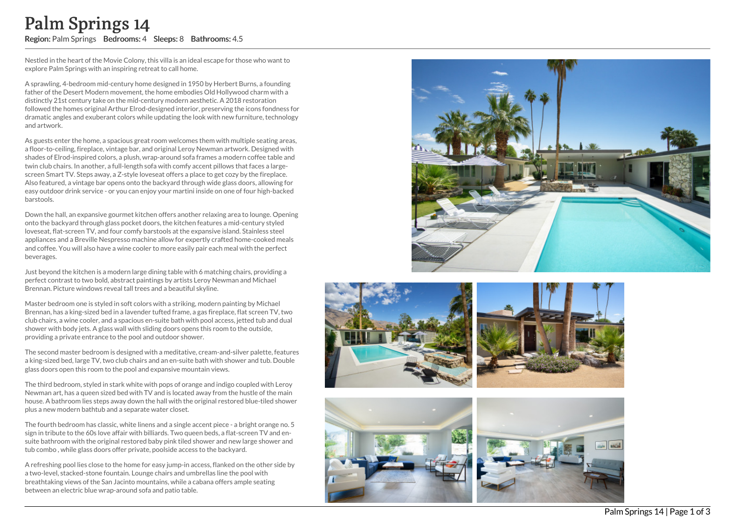# Palm Springs 14

**Region:** Palm Springs **Bedrooms:** 4 **Sleeps:** 8 **Bathrooms:** 4.5

Nestled in the heart of the Movie Colony, this villa is an ideal escape for those who want to explore Palm Springs with an inspiring retreat to call home.

A sprawling, 4-bedroom mid-century home designed in 1950 by Herbert Burns, a founding father of the Desert Modern movement, the home embodies Old Hollywood charm with a distinctly 21st century take on the mid-century modern aesthetic. A 2018 restoration followed the homes original Arthur Elrod-designed interior, preserving the icons fondness for dramatic angles and exuberant colors while updating the look with new furniture, technology and artwork.

As guests enter the home, a spacious great room welcomes them with multiple seating areas, a floor-to-ceiling, fireplace, vintage bar, and original Leroy Newman artwork. Designed with shades of Elrod-inspired colors, a plush, wrap-around sofa frames a modern coffee table and twin club chairs. In another, a full-length sofa with comfy accent pillows that faces a large-screen Smart TV. Steps away, a Z-style loveseat offers a place to get cozy by the fireplace. Also featured, a vintage bar opens onto the backyard through wide glass doors, allowing for easy outdoor drink service - or you can enjoy your martini inside on one of four high-backed barstools.

Down the hall, an expansive gourmet kitchen offers another relaxing area to lounge. Opening onto the backyard through glass pocket doors, the kitchen features a mid-century styled loveseat, flat-screen TV, and four comfy barstools at the expansive island. Stainless steel appliances and a Breville Nespresso machine allow for expertly crafted home-cooked meals and coffee. You will also have a wine cooler to more easily pair each meal with the perfect beverages.

Just beyond the kitchen is a modern large dining table with 6 matching chairs, providing a perfect contrast to two bold, abstract paintings by artists Leroy Newman and Michael Brennan. Picture windows reveal tall trees and a beautiful skyline.

Master bedroom one is styled in soft colors with a striking, modern painting by Michael Brennan, has a king-sized bed in a lavender tufted frame, a gas fireplace, flat screen TV, two club chairs, a wine cooler, and a spacious en-suite bath with pool access, jetted tub and dual shower with body jets. A glass wall with sliding doors opens this room to the outside, providing a private entrance to the pool and outdoor shower.

The second master bedroom is designed with a meditative, cream-and-silver palette, features a king-sized bed, large TV, two club chairs and an en-suite bath with shower and tub. Double glass doors open this room to the pool and expansive mountain views.

The third bedroom, styled in stark white with pops of orange and indigo coupled with Leroy Newman art, has a queen sized bed with TV and is located away from the hustle of the main house. A bathroom lies steps away down the hall with the original restored blue-tiled shower plus a new modern bathtub and a separate water closet.

The fourth bedroom has classic, white linens and a single accent piece - a bright orange no. 5 sign in tribute to the 60s love affair with billiards. Two queen beds, a flat-screen TV and en-suite bathroom with the original restored baby pink tiled shower and new large shower and tub combo , while glass doors offer private, poolside access to the backyard.

A refreshing pool lies close to the home for easy jump-in access, flanked on the other side by a two-level, stacked-stone fountain. Lounge chairs and umbrellas line the pool with breathtaking views of the San Jacinto mountains, while a cabana offers ample seating between an electric blue wrap-around sofa and patio table.